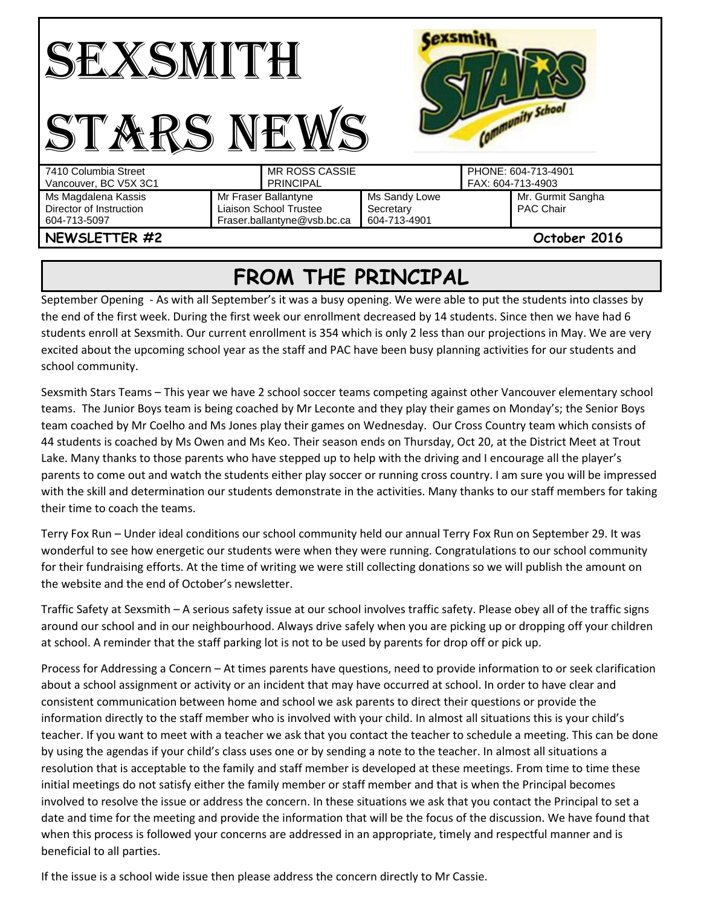# SEXSMITH STARS NEWS

| 7410 Columbia Street<br>Vancouver, BC V5X 3C1 | | MR ROSS CASSIE<br>PRINCIPAL | | PHONE: 604-713-4901<br>FAX: 604-713-4903 |
|---|---|---|---|---|
| Ms Magdalena Kassis<br>Director of Instruction<br>604-713-5097 | Mr Fraser Ballantyne<br>Liaison School Trustee<br>Fraser.ballantyne@vsb.bc.ca | | Ms Sandy Lowe<br>Secretary<br>604-713-4901 | Mr. Gurmit Sangha<br>PAC Chair |

**NEWSLETTER #2** **October 2016**

## FROM THE PRINCIPAL

September Opening - As with all September's it was a busy opening. We were able to put the students into classes by the end of the first week. During the first week our enrollment decreased by 14 students. Since then we have had 6 students enroll at Sexsmith. Our current enrollment is 354 which is only 2 less than our projections in May. We are very excited about the upcoming school year as the staff and PAC have been busy planning activities for our students and school community.

Sexsmith Stars Teams – This year we have 2 school soccer teams competing against other Vancouver elementary school teams. The Junior Boys team is being coached by Mr Leconte and they play their games on Monday's; the Senior Boys team coached by Mr Coelho and Ms Jones play their games on Wednesday. Our Cross Country team which consists of 44 students is coached by Ms Owen and Ms Keo. Their season ends on Thursday, Oct 20, at the District Meet at Trout Lake. Many thanks to those parents who have stepped up to help with the driving and I encourage all the player's parents to come out and watch the students either play soccer or running cross country. I am sure you will be impressed with the skill and determination our students demonstrate in the activities. Many thanks to our staff members for taking their time to coach the teams.

Terry Fox Run – Under ideal conditions our school community held our annual Terry Fox Run on September 29. It was wonderful to see how energetic our students were when they were running. Congratulations to our school community for their fundraising efforts. At the time of writing we were still collecting donations so we will publish the amount on the website and the end of October's newsletter.

Traffic Safety at Sexsmith – A serious safety issue at our school involves traffic safety. Please obey all of the traffic signs around our school and in our neighbourhood. Always drive safely when you are picking up or dropping off your children at school. A reminder that the staff parking lot is not to be used by parents for drop off or pick up.

Process for Addressing a Concern – At times parents have questions, need to provide information to or seek clarification about a school assignment or activity or an incident that may have occurred at school. In order to have clear and consistent communication between home and school we ask parents to direct their questions or provide the information directly to the staff member who is involved with your child. In almost all situations this is your child's teacher. If you want to meet with a teacher we ask that you contact the teacher to schedule a meeting. This can be done by using the agendas if your child's class uses one or by sending a note to the teacher. In almost all situations a resolution that is acceptable to the family and staff member is developed at these meetings. From time to time these initial meetings do not satisfy either the family member or staff member and that is when the Principal becomes involved to resolve the issue or address the concern. In these situations we ask that you contact the Principal to set a date and time for the meeting and provide the information that will be the focus of the discussion. We have found that when this process is followed your concerns are addressed in an appropriate, timely and respectful manner and is beneficial to all parties.

If the issue is a school wide issue then please address the concern directly to Mr Cassie.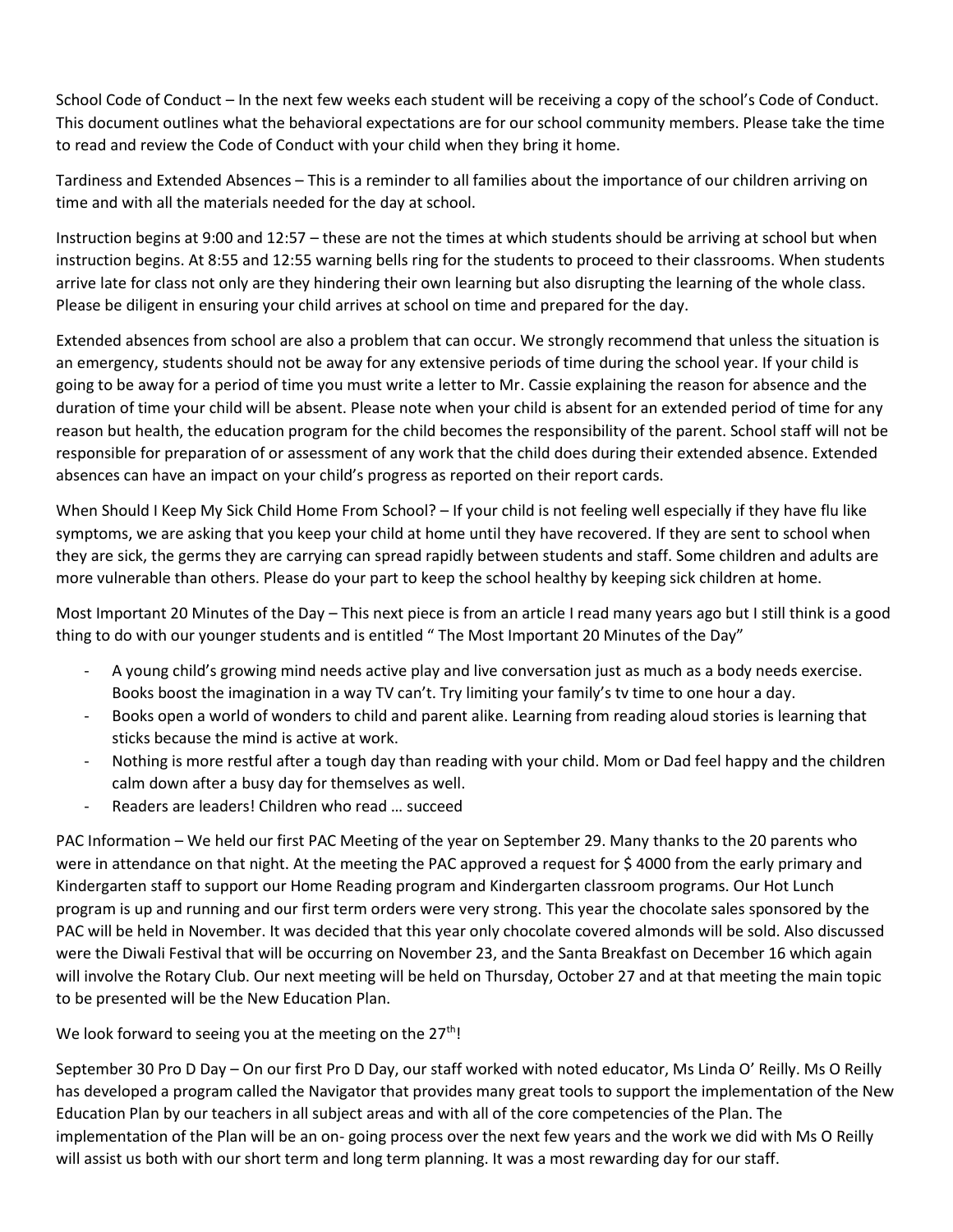School Code of Conduct – In the next few weeks each student will be receiving a copy of the school's Code of Conduct. This document outlines what the behavioral expectations are for our school community members. Please take the time to read and review the Code of Conduct with your child when they bring it home.

Tardiness and Extended Absences – This is a reminder to all families about the importance of our children arriving on time and with all the materials needed for the day at school.

Instruction begins at 9:00 and 12:57 – these are not the times at which students should be arriving at school but when instruction begins. At 8:55 and 12:55 warning bells ring for the students to proceed to their classrooms. When students arrive late for class not only are they hindering their own learning but also disrupting the learning of the whole class. Please be diligent in ensuring your child arrives at school on time and prepared for the day.

Extended absences from school are also a problem that can occur. We strongly recommend that unless the situation is an emergency, students should not be away for any extensive periods of time during the school year. If your child is going to be away for a period of time you must write a letter to Mr. Cassie explaining the reason for absence and the duration of time your child will be absent. Please note when your child is absent for an extended period of time for any reason but health, the education program for the child becomes the responsibility of the parent. School staff will not be responsible for preparation of or assessment of any work that the child does during their extended absence. Extended absences can have an impact on your child's progress as reported on their report cards.

When Should I Keep My Sick Child Home From School? – If your child is not feeling well especially if they have flu like symptoms, we are asking that you keep your child at home until they have recovered. If they are sent to school when they are sick, the germs they are carrying can spread rapidly between students and staff. Some children and adults are more vulnerable than others. Please do your part to keep the school healthy by keeping sick children at home.

Most Important 20 Minutes of the Day – This next piece is from an article I read many years ago but I still think is a good thing to do with our younger students and is entitled " The Most Important 20 Minutes of the Day"

- A young child's growing mind needs active play and live conversation just as much as a body needs exercise. Books boost the imagination in a way TV can't. Try limiting your family's tv time to one hour a day.
- Books open a world of wonders to child and parent alike. Learning from reading aloud stories is learning that sticks because the mind is active at work.
- Nothing is more restful after a tough day than reading with your child. Mom or Dad feel happy and the children calm down after a busy day for themselves as well.
- Readers are leaders! Children who read … succeed

PAC Information – We held our first PAC Meeting of the year on September 29. Many thanks to the 20 parents who were in attendance on that night. At the meeting the PAC approved a request for $ 4000 from the early primary and Kindergarten staff to support our Home Reading program and Kindergarten classroom programs. Our Hot Lunch program is up and running and our first term orders were very strong. This year the chocolate sales sponsored by the PAC will be held in November. It was decided that this year only chocolate covered almonds will be sold. Also discussed were the Diwali Festival that will be occurring on November 23, and the Santa Breakfast on December 16 which again will involve the Rotary Club. Our next meeting will be held on Thursday, October 27 and at that meeting the main topic to be presented will be the New Education Plan.

We look forward to seeing you at the meeting on the 27th!

September 30 Pro D Day – On our first Pro D Day, our staff worked with noted educator, Ms Linda O' Reilly. Ms O Reilly has developed a program called the Navigator that provides many great tools to support the implementation of the New Education Plan by our teachers in all subject areas and with all of the core competencies of the Plan. The implementation of the Plan will be an on- going process over the next few years and the work we did with Ms O Reilly will assist us both with our short term and long term planning. It was a most rewarding day for our staff.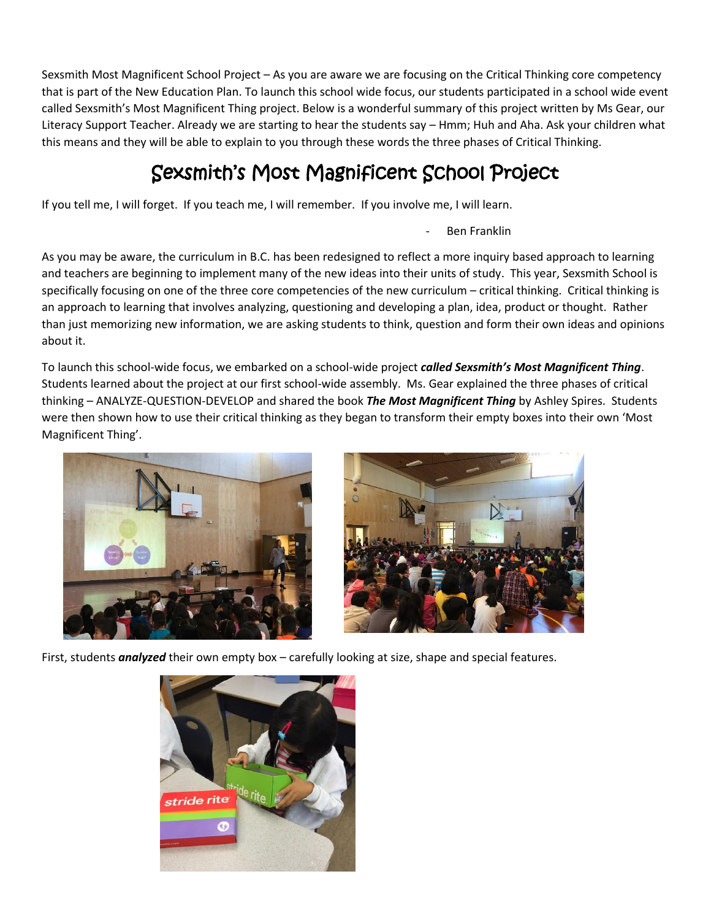Sexsmith Most Magnificent School Project – As you are aware we are focusing on the Critical Thinking core competency that is part of the New Education Plan. To launch this school wide focus, our students participated in a school wide event called Sexsmith's Most Magnificent Thing project. Below is a wonderful summary of this project written by Ms Gear, our Literacy Support Teacher. Already we are starting to hear the students say – Hmm; Huh and Aha. Ask your children what this means and they will be able to explain to you through these words the three phases of Critical Thinking.

# Sexsmith's Most Magnificent School Project

If you tell me, I will forget. If you teach me, I will remember. If you involve me, I will learn.

- Ben Franklin

As you may be aware, the curriculum in B.C. has been redesigned to reflect a more inquiry based approach to learning and teachers are beginning to implement many of the new ideas into their units of study. This year, Sexsmith School is specifically focusing on one of the three core competencies of the new curriculum – critical thinking. Critical thinking is an approach to learning that involves analyzing, questioning and developing a plan, idea, product or thought. Rather than just memorizing new information, we are asking students to think, question and form their own ideas and opinions about it.

To launch this school-wide focus, we embarked on a school-wide project ***called Sexsmith's Most Magnificent Thing***. Students learned about the project at our first school-wide assembly. Ms. Gear explained the three phases of critical thinking – ANALYZE-QUESTION-DEVELOP and shared the book ***The Most Magnificent Thing*** by Ashley Spires. Students were then shown how to use their critical thinking as they began to transform their empty boxes into their own 'Most Magnificent Thing'.

First, students ***analyzed*** their own empty box – carefully looking at size, shape and special features.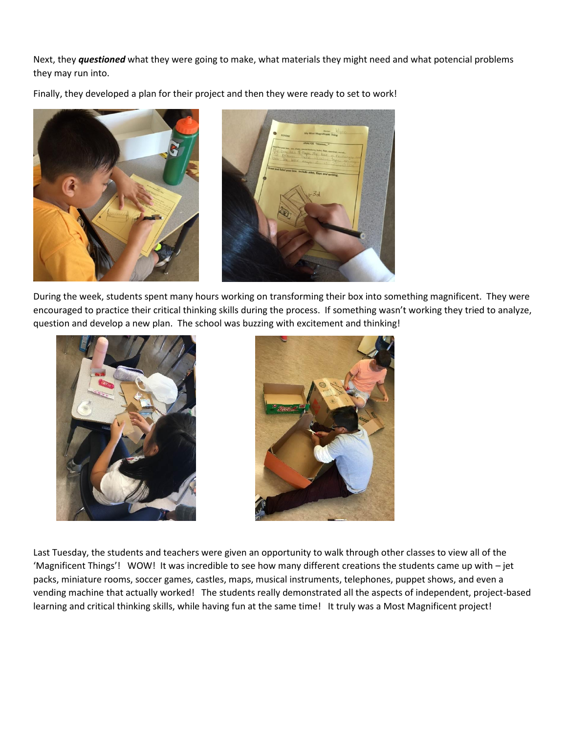Next, they ***questioned*** what they were going to make, what materials they might need and what potencial problems they may run into.

Finally, they developed a plan for their project and then they were ready to set to work!

During the week, students spent many hours working on transforming their box into something magnificent. They were encouraged to practice their critical thinking skills during the process. If something wasn't working they tried to analyze, question and develop a new plan. The school was buzzing with excitement and thinking!

Last Tuesday, the students and teachers were given an opportunity to walk through other classes to view all of the 'Magnificent Things'! WOW! It was incredible to see how many different creations the students came up with – jet packs, miniature rooms, soccer games, castles, maps, musical instruments, telephones, puppet shows, and even a vending machine that actually worked! The students really demonstrated all the aspects of independent, project-based learning and critical thinking skills, while having fun at the same time! It truly was a Most Magnificent project!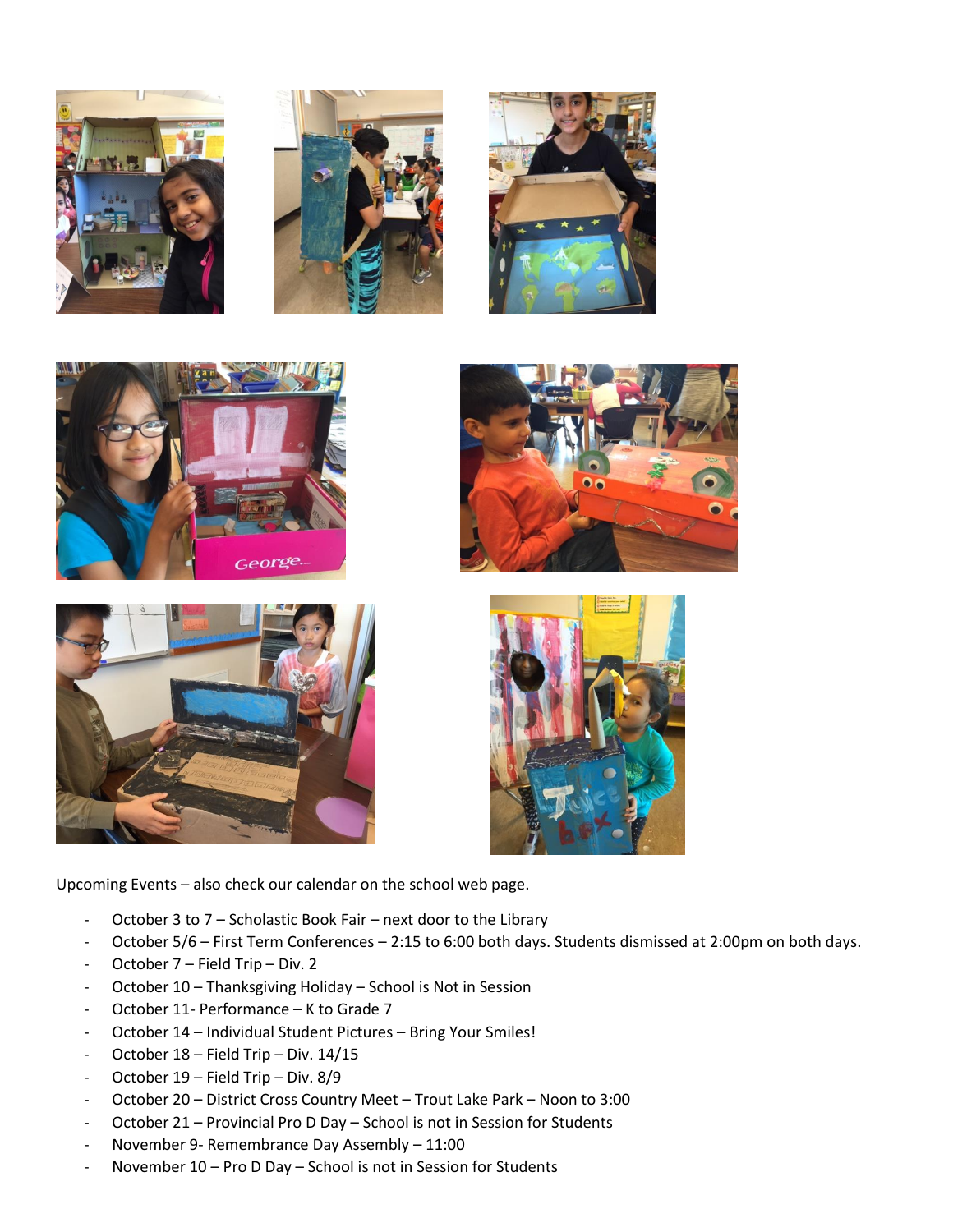Upcoming Events – also check our calendar on the school web page.

- October 3 to 7 – Scholastic Book Fair – next door to the Library
- October 5/6 – First Term Conferences – 2:15 to 6:00 both days. Students dismissed at 2:00pm on both days.
- October 7 – Field Trip – Div. 2
- October 10 – Thanksgiving Holiday – School is Not in Session
- October 11- Performance – K to Grade 7
- October 14 – Individual Student Pictures – Bring Your Smiles!
- October 18 – Field Trip – Div. 14/15
- October 19 – Field Trip – Div. 8/9
- October 20 – District Cross Country Meet – Trout Lake Park – Noon to 3:00
- October 21 – Provincial Pro D Day – School is not in Session for Students
- November 9- Remembrance Day Assembly – 11:00
- November 10 – Pro D Day – School is not in Session for Students